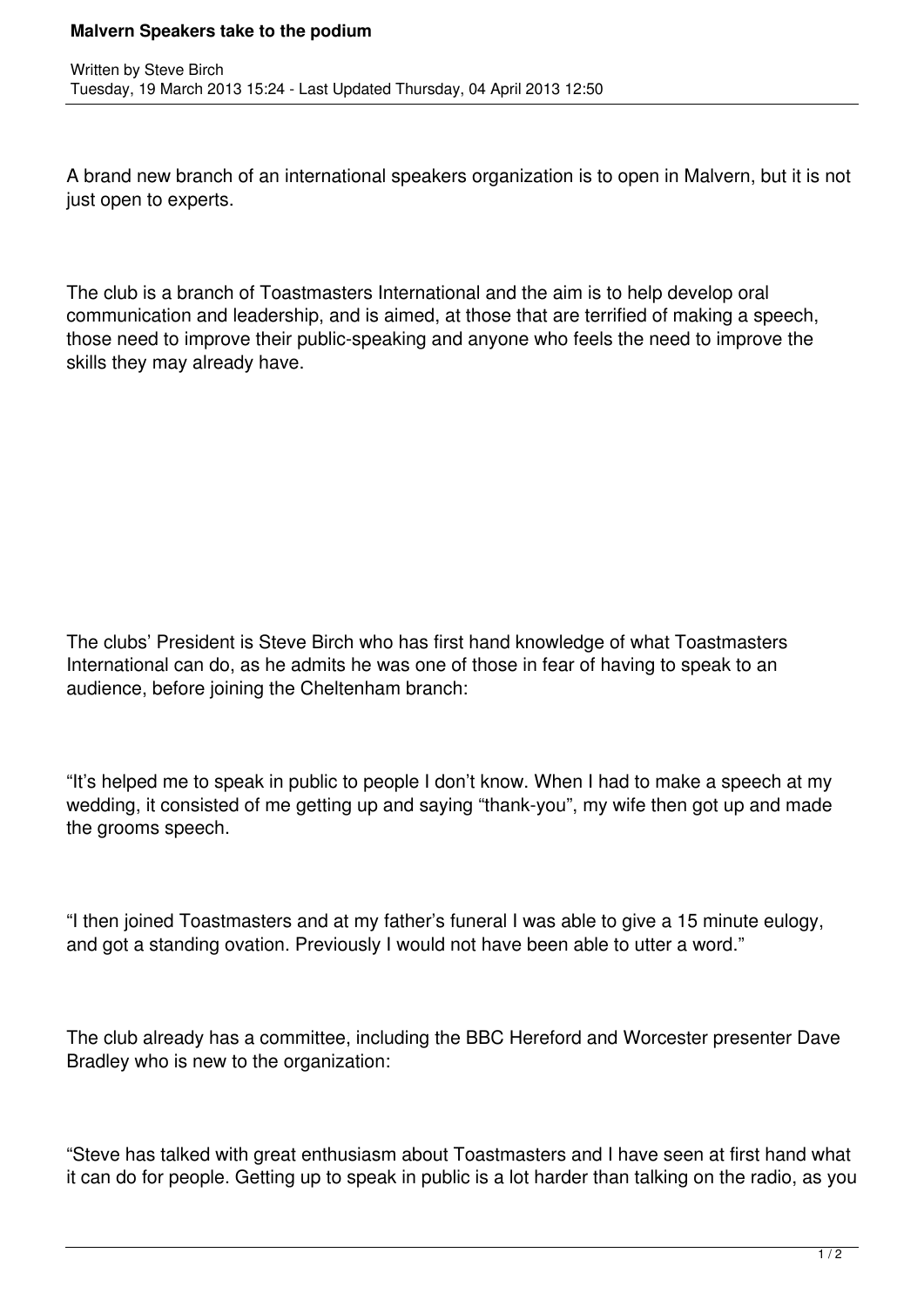# Malvern Speakers take to the podium

Written by Steve Birch
Tuesday, 19 March 2013 15:24 - Last Updated Thursday, 04 April 2013 12:50

A brand new branch of an international speakers organization is to open in Malvern, but it is not just open to experts.

The club is a branch of Toastmasters International and the aim is to help develop oral communication and leadership, and is aimed, at those that are terrified of making a speech, those need to improve their public-speaking and anyone who feels the need to improve the skills they may already have.

The clubs' President is Steve Birch who has first hand knowledge of what Toastmasters International can do, as he admits he was one of those in fear of having to speak to an audience, before joining the Cheltenham branch:

"It's helped me to speak in public to people I don't know. When I had to make a speech at my wedding, it consisted of me getting up and saying "thank-you", my wife then got up and made the grooms speech.

"I then joined Toastmasters and at my father's funeral I was able to give a 15 minute eulogy, and got a standing ovation. Previously I would not have been able to utter a word."

The club already has a committee, including the BBC Hereford and Worcester presenter Dave Bradley who is new to the organization:

"Steve has talked with great enthusiasm about Toastmasters and I have seen at first hand what it can do for people. Getting up to speak in public is a lot harder than talking on the radio, as you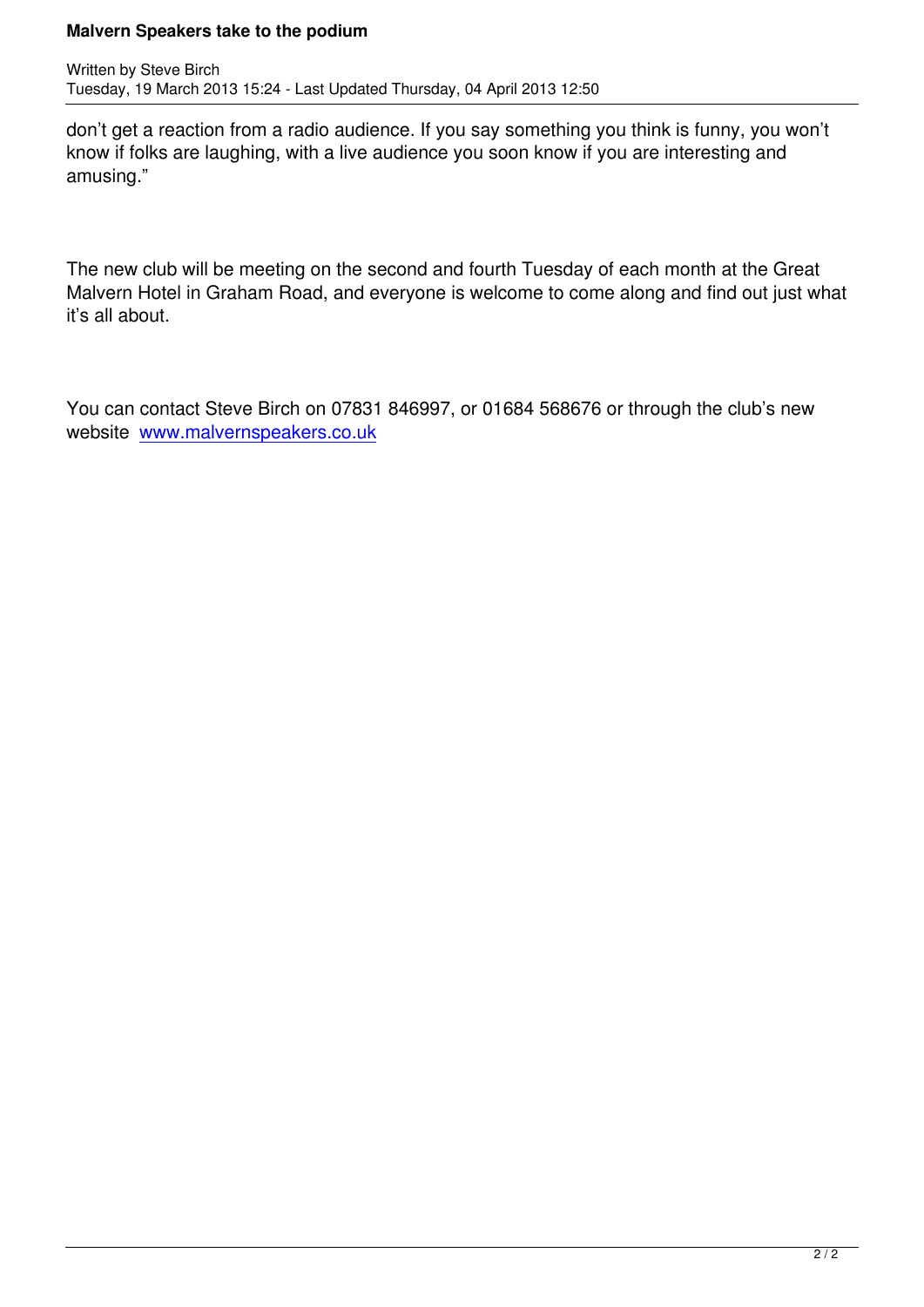don’t get a reaction from a radio audience. If you say something you think is funny, you won’t know if folks are laughing, with a live audience you soon know if you are interesting and amusing.”

The new club will be meeting on the second and fourth Tuesday of each month at the Great Malvern Hotel in Graham Road, and everyone is welcome to come along and find out just what it’s all about.

You can contact Steve Birch on 07831 846997, or 01684 568676 or through the club’s new website [www.malvernspeakers.co.uk](http://www.malvernspeakers.co.uk)